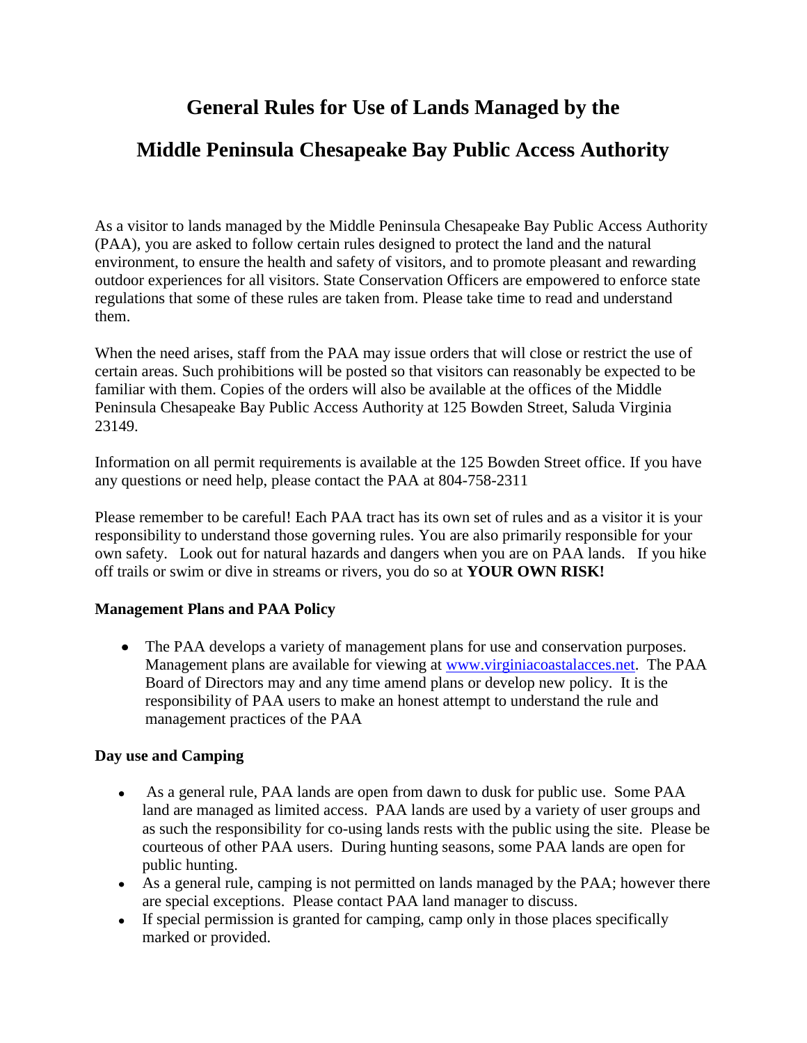# General Rules for Use of Lands Managed by the

# Middle Peninsula Chesapeake Bay Public Access Authority

As a visitor to lands managed by the Middle Peninsula Chesapeake Bay Public Access Authority (PAA), you are asked to follow certain rules designed to protect the land and the natural environment, to ensure the health and safety of visitors, and to promote pleasant and rewarding outdoor experiences for all visitors. State Conservation Officers are empowered to enforce state regulations that some of these rules are taken from. Please take time to read and understand them.

When the need arises, staff from the PAA may issue orders that will close or restrict the use of certain areas. Such prohibitions will be posted so that visitors can reasonably be expected to be familiar with them. Copies of the orders will also be available at the offices of the Middle Peninsula Chesapeake Bay Public Access Authority at 125 Bowden Street, Saluda Virginia 23149.

Information on all permit requirements is available at the 125 Bowden Street office. If you have any questions or need help, please contact the PAA at 804-758-2311

Please remember to be careful! Each PAA tract has its own set of rules and as a visitor it is your responsibility to understand those governing rules. You are also primarily responsible for your own safety. Look out for natural hazards and dangers when you are on PAA lands. If you hike off trails or swim or dive in streams or rivers, you do so at **YOUR OWN RISK!**

**Management Plans and PAA Policy**

- The PAA develops a variety of management plans for use and conservation purposes. Management plans are available for viewing at [www.virginiacoastalacces.net](www.virginiacoastalacces.net). The PAA Board of Directors may and any time amend plans or develop new policy. It is the responsibility of PAA users to make an honest attempt to understand the rule and management practices of the PAA

**Day use and Camping**

- As a general rule, PAA lands are open from dawn to dusk for public use. Some PAA land are managed as limited access. PAA lands are used by a variety of user groups and as such the responsibility for co-using lands rests with the public using the site. Please be courteous of other PAA users. During hunting seasons, some PAA lands are open for public hunting.
- As a general rule, camping is not permitted on lands managed by the PAA; however there are special exceptions. Please contact PAA land manager to discuss.
- If special permission is granted for camping, camp only in those places specifically marked or provided.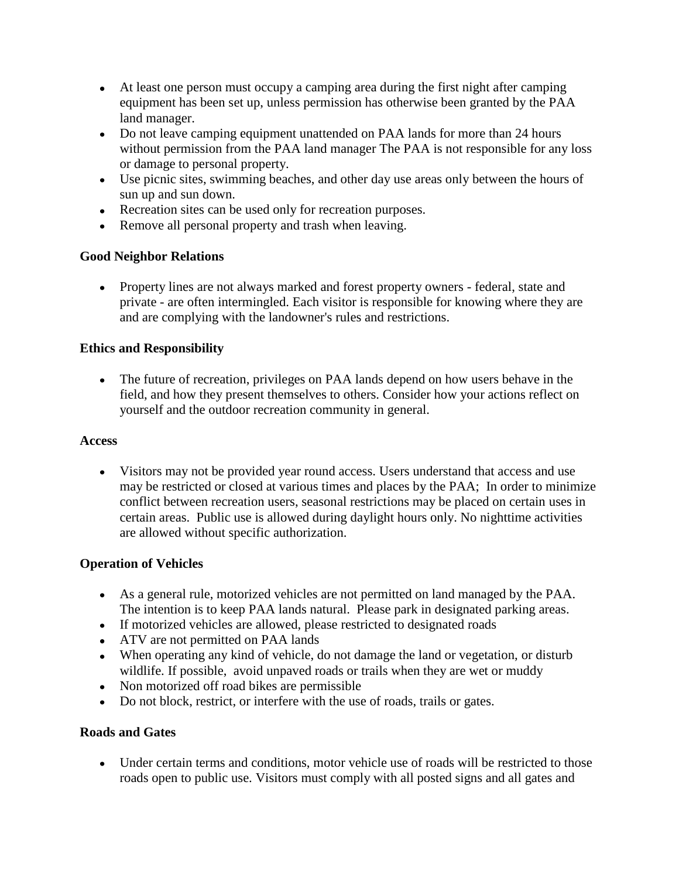- At least one person must occupy a camping area during the first night after camping equipment has been set up, unless permission has otherwise been granted by the PAA land manager.
- Do not leave camping equipment unattended on PAA lands for more than 24 hours without permission from the PAA land manager The PAA is not responsible for any loss or damage to personal property.
- Use picnic sites, swimming beaches, and other day use areas only between the hours of sun up and sun down.
- Recreation sites can be used only for recreation purposes.
- Remove all personal property and trash when leaving.

**Good Neighbor Relations**

- Property lines are not always marked and forest property owners - federal, state and private - are often intermingled. Each visitor is responsible for knowing where they are and are complying with the landowner's rules and restrictions.

**Ethics and Responsibility**

- The future of recreation, privileges on PAA lands depend on how users behave in the field, and how they present themselves to others. Consider how your actions reflect on yourself and the outdoor recreation community in general.

**Access**

- Visitors may not be provided year round access. Users understand that access and use may be restricted or closed at various times and places by the PAA; In order to minimize conflict between recreation users, seasonal restrictions may be placed on certain uses in certain areas. Public use is allowed during daylight hours only. No nighttime activities are allowed without specific authorization.

**Operation of Vehicles**

- As a general rule, motorized vehicles are not permitted on land managed by the PAA. The intention is to keep PAA lands natural. Please park in designated parking areas.
- If motorized vehicles are allowed, please restricted to designated roads
- ATV are not permitted on PAA lands
- When operating any kind of vehicle, do not damage the land or vegetation, or disturb wildlife. If possible, avoid unpaved roads or trails when they are wet or muddy
- Non motorized off road bikes are permissible
- Do not block, restrict, or interfere with the use of roads, trails or gates.

**Roads and Gates**

- Under certain terms and conditions, motor vehicle use of roads will be restricted to those roads open to public use. Visitors must comply with all posted signs and all gates and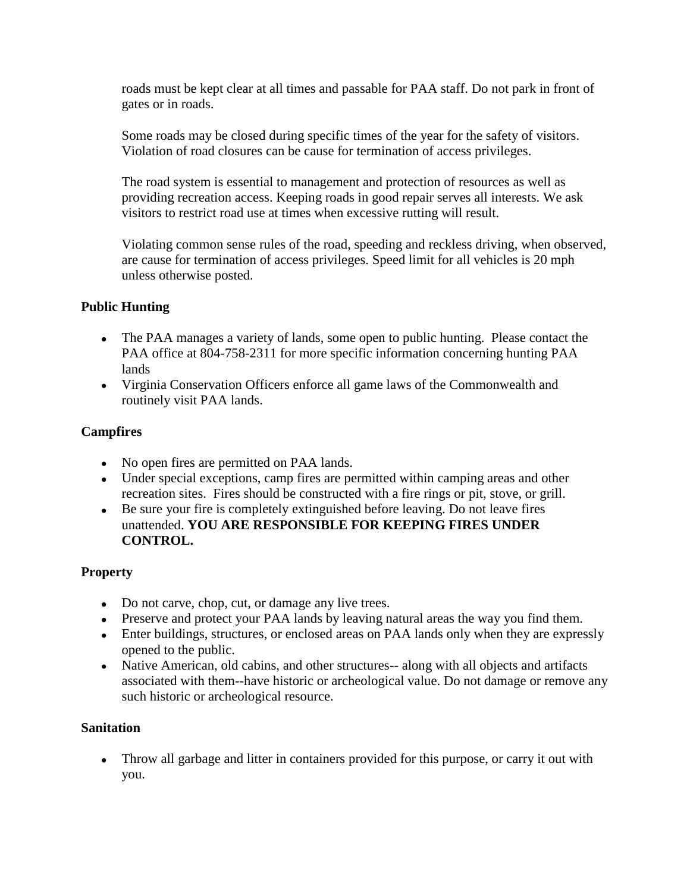roads must be kept clear at all times and passable for PAA staff. Do not park in front of gates or in roads.

Some roads may be closed during specific times of the year for the safety of visitors. Violation of road closures can be cause for termination of access privileges.

The road system is essential to management and protection of resources as well as providing recreation access. Keeping roads in good repair serves all interests. We ask visitors to restrict road use at times when excessive rutting will result.

Violating common sense rules of the road, speeding and reckless driving, when observed, are cause for termination of access privileges. Speed limit for all vehicles is 20 mph unless otherwise posted.

**Public Hunting**

- The PAA manages a variety of lands, some open to public hunting. Please contact the PAA office at 804-758-2311 for more specific information concerning hunting PAA lands
- Virginia Conservation Officers enforce all game laws of the Commonwealth and routinely visit PAA lands.

**Campfires**

- No open fires are permitted on PAA lands.
- Under special exceptions, camp fires are permitted within camping areas and other recreation sites. Fires should be constructed with a fire rings or pit, stove, or grill.
- Be sure your fire is completely extinguished before leaving. Do not leave fires unattended. **YOU ARE RESPONSIBLE FOR KEEPING FIRES UNDER CONTROL.**

**Property**

- Do not carve, chop, cut, or damage any live trees.
- Preserve and protect your PAA lands by leaving natural areas the way you find them.
- Enter buildings, structures, or enclosed areas on PAA lands only when they are expressly opened to the public.
- Native American, old cabins, and other structures-- along with all objects and artifacts associated with them--have historic or archeological value. Do not damage or remove any such historic or archeological resource.

**Sanitation**

- Throw all garbage and litter in containers provided for this purpose, or carry it out with you.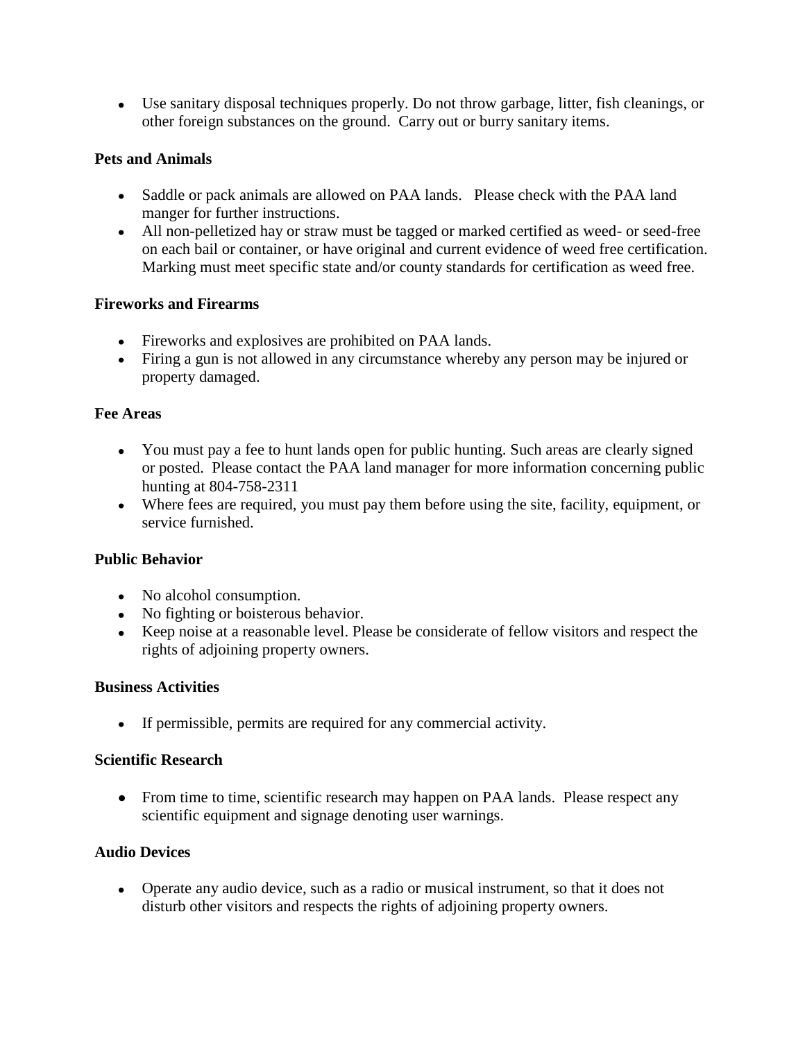- Use sanitary disposal techniques properly. Do not throw garbage, litter, fish cleanings, or other foreign substances on the ground. Carry out or burry sanitary items.

**Pets and Animals**

- Saddle or pack animals are allowed on PAA lands. Please check with the PAA land manger for further instructions.
- All non-pelletized hay or straw must be tagged or marked certified as weed- or seed-free on each bail or container, or have original and current evidence of weed free certification. Marking must meet specific state and/or county standards for certification as weed free.

**Fireworks and Firearms**

- Fireworks and explosives are prohibited on PAA lands.
- Firing a gun is not allowed in any circumstance whereby any person may be injured or property damaged.

**Fee Areas**

- You must pay a fee to hunt lands open for public hunting. Such areas are clearly signed or posted. Please contact the PAA land manager for more information concerning public hunting at 804-758-2311
- Where fees are required, you must pay them before using the site, facility, equipment, or service furnished.

**Public Behavior**

- No alcohol consumption.
- No fighting or boisterous behavior.
- Keep noise at a reasonable level. Please be considerate of fellow visitors and respect the rights of adjoining property owners.

**Business Activities**

- If permissible, permits are required for any commercial activity.

**Scientific Research**

- From time to time, scientific research may happen on PAA lands. Please respect any scientific equipment and signage denoting user warnings.

**Audio Devices**

- Operate any audio device, such as a radio or musical instrument, so that it does not disturb other visitors and respects the rights of adjoining property owners.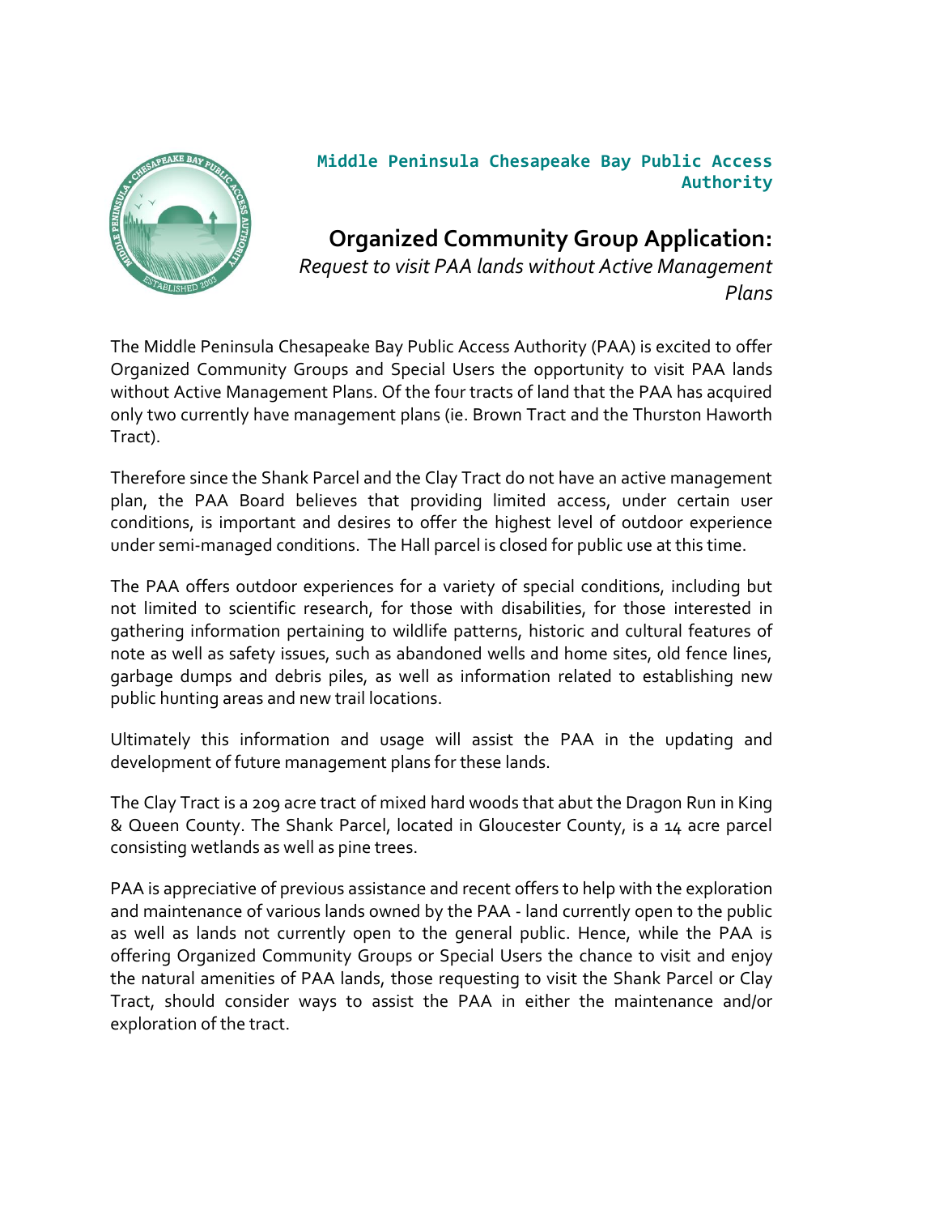**Middle Peninsula Chesapeake Bay Public Access Authority**

# Organized Community Group Application:

*Request to visit PAA lands without Active Management Plans*

The Middle Peninsula Chesapeake Bay Public Access Authority (PAA) is excited to offer Organized Community Groups and Special Users the opportunity to visit PAA lands without Active Management Plans. Of the four tracts of land that the PAA has acquired only two currently have management plans (ie. Brown Tract and the Thurston Haworth Tract).

Therefore since the Shank Parcel and the Clay Tract do not have an active management plan, the PAA Board believes that providing limited access, under certain user conditions, is important and desires to offer the highest level of outdoor experience under semi-managed conditions. The Hall parcel is closed for public use at this time.

The PAA offers outdoor experiences for a variety of special conditions, including but not limited to scientific research, for those with disabilities, for those interested in gathering information pertaining to wildlife patterns, historic and cultural features of note as well as safety issues, such as abandoned wells and home sites, old fence lines, garbage dumps and debris piles, as well as information related to establishing new public hunting areas and new trail locations.

Ultimately this information and usage will assist the PAA in the updating and development of future management plans for these lands.

The Clay Tract is a 209 acre tract of mixed hard woods that abut the Dragon Run in King & Queen County. The Shank Parcel, located in Gloucester County, is a 14 acre parcel consisting wetlands as well as pine trees.

PAA is appreciative of previous assistance and recent offers to help with the exploration and maintenance of various lands owned by the PAA - land currently open to the public as well as lands not currently open to the general public. Hence, while the PAA is offering Organized Community Groups or Special Users the chance to visit and enjoy the natural amenities of PAA lands, those requesting to visit the Shank Parcel or Clay Tract, should consider ways to assist the PAA in either the maintenance and/or exploration of the tract.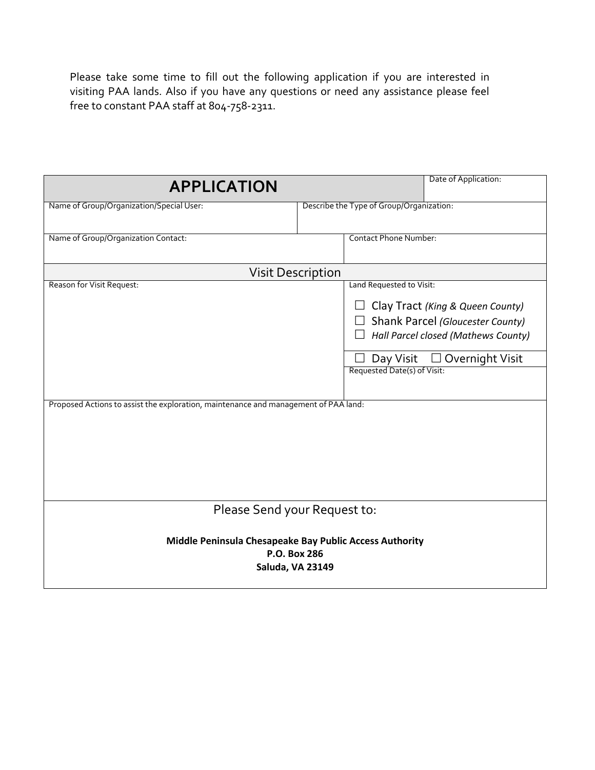Please take some time to fill out the following application if you are interested in visiting PAA lands. Also if you have any questions or need any assistance please feel free to constant PAA staff at 804-758-2311.

| **APPLICATION** | | Date of Application: |
|---|---|---|
| Name of Group/Organization/Special User: | Describe the Type of Group/Organization: | |
| Name of Group/Organization Contact: | Contact Phone Number: | |
| Visit Description | | |
| Reason for Visit Request: | Land Requested to Visit:<br>☐ Clay Tract *(King & Queen County)*<br>☐ Shank Parcel *(Gloucester County)*<br>☐ *Hall Parcel closed (Mathews County)*<br>☐ Day Visit ☐ Overnight Visit<br>Requested Date(s) of Visit: | |
| Proposed Actions to assist the exploration, maintenance and management of PAA land: | | |

Please Send your Request to:

**Middle Peninsula Chesapeake Bay Public Access Authority**
**P.O. Box 286**
**Saluda, VA 23149**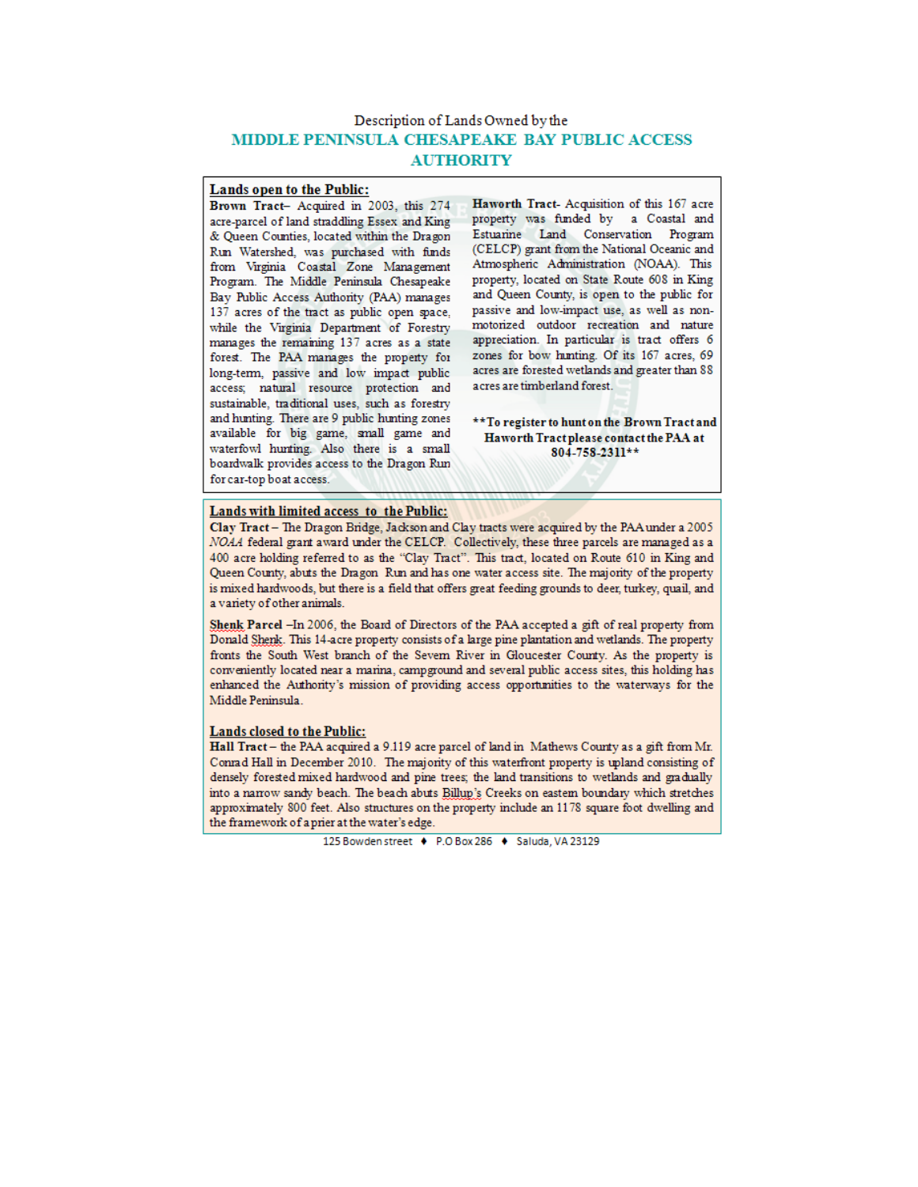Description of Lands Owned by the

# MIDDLE PENINSULA CHESAPEAKE BAY PUBLIC ACCESS AUTHORITY

## Lands open to the Public:

**Brown Tract**– Acquired in 2003, this 274 acre-parcel of land straddling Essex and King & Queen Counties, located within the Dragon Run Watershed, was purchased with funds from Virginia Coastal Zone Management Program. The Middle Peninsula Chesapeake Bay Public Access Authority (PAA) manages 137 acres of the tract as public open space, while the Virginia Department of Forestry manages the remaining 137 acres as a state forest. The PAA manages the property for long-term, passive and low impact public access; natural resource protection and sustainable, traditional uses, such as forestry and hunting. There are 9 public hunting zones available for big game, small game and waterfowl hunting. Also there is a small boardwalk provides access to the Dragon Run for car-top boat access.

**Haworth Tract**- Acquisition of this 167 acre property was funded by a Coastal and Estuarine Land Conservation Program (CELCP) grant from the National Oceanic and Atmospheric Administration (NOAA). This property, located on State Route 608 in King and Queen County, is open to the public for passive and low-impact use, as well as non-motorized outdoor recreation and nature appreciation. In particular is tract offers 6 zones for bow hunting. Of its 167 acres, 69 acres are forested wetlands and greater than 88 acres are timberland forest.

**\*\*To register to hunt on the Brown Tract and Haworth Tract please contact the PAA at 804-758-2311\*\***

## Lands with limited access to the Public:

**Clay Tract** – The Dragon Bridge, Jackson and Clay tracts were acquired by the PAA under a 2005 *NOAA* federal grant award under the CELCP. Collectively, these three parcels are managed as a 400 acre holding referred to as the "Clay Tract". This tract, located on Route 610 in King and Queen County, abuts the Dragon Run and has one water access site. The majority of the property is mixed hardwoods, but there is a field that offers great feeding grounds to deer, turkey, quail, and a variety of other animals.

**Shenk Parcel** –In 2006, the Board of Directors of the PAA accepted a gift of real property from Donald Shenk. This 14-acre property consists of a large pine plantation and wetlands. The property fronts the South West branch of the Severn River in Gloucester County. As the property is conveniently located near a marina, campground and several public access sites, this holding has enhanced the Authority's mission of providing access opportunities to the waterways for the Middle Peninsula.

## Lands closed to the Public:

**Hall Tract** – the PAA acquired a 9.119 acre parcel of land in Mathews County as a gift from Mr. Conrad Hall in December 2010. The majority of this waterfront property is upland consisting of densely forested mixed hardwood and pine trees; the land transitions to wetlands and gradually into a narrow sandy beach. The beach abuts Billup's Creeks on eastern boundary which stretches approximately 800 feet. Also structures on the property include an 1178 square foot dwelling and the framework of a prier at the water's edge.

125 Bowden street ♦ P.O Box 286 ♦ Saluda, VA 23129